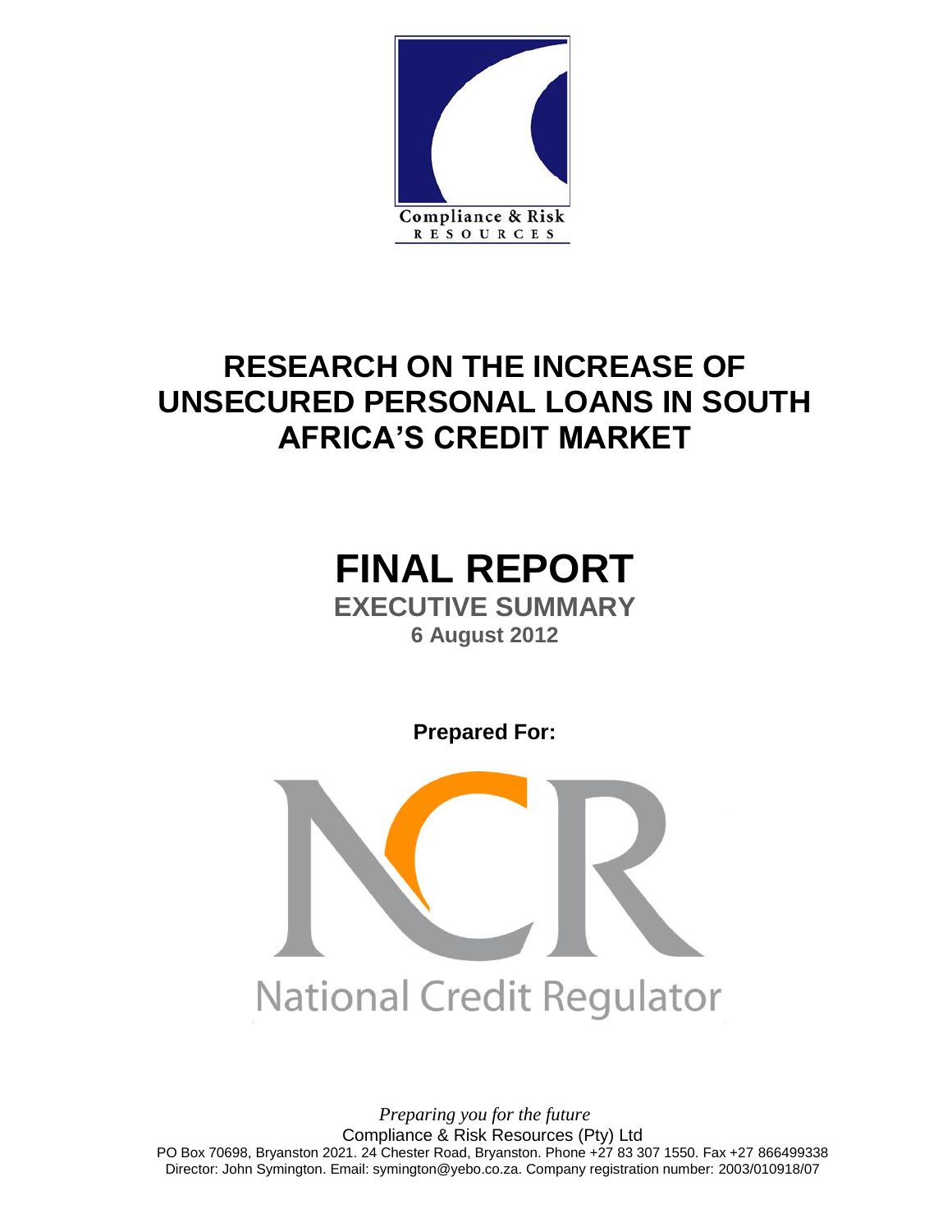Compliance & Risk

RESOURCES

# RESEARCH ON THE INCREASE OF UNSECURED PERSONAL LOANS IN SOUTH AFRICA'S CREDIT MARKET

# FINAL REPORT

## EXECUTIVE SUMMARY

### 6 August 2012

**Prepared For:**

National Credit Regulator

*Preparing you for the future*

Compliance & Risk Resources (Pty) Ltd

PO Box 70698, Bryanston 2021. 24 Chester Road, Bryanston. Phone +27 83 307 1550. Fax +27 866499338

Director: John Symington. Email: symington@yebo.co.za. Company registration number: 2003/010918/07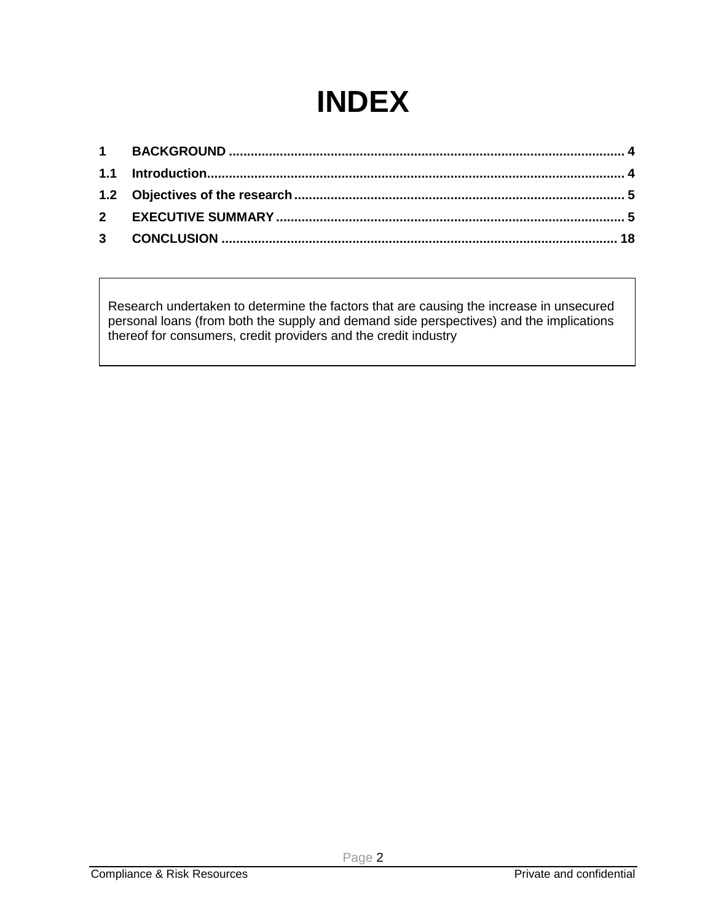# INDEX

**1 BACKGROUND .......... 4**

**1.1 Introduction.......... 4**

**1.2 Objectives of the research.......... 5**

**2 EXECUTIVE SUMMARY.......... 5**

**3 CONCLUSION .......... 18**

Research undertaken to determine the factors that are causing the increase in unsecured personal loans (from both the supply and demand side perspectives) and the implications thereof for consumers, credit providers and the credit industry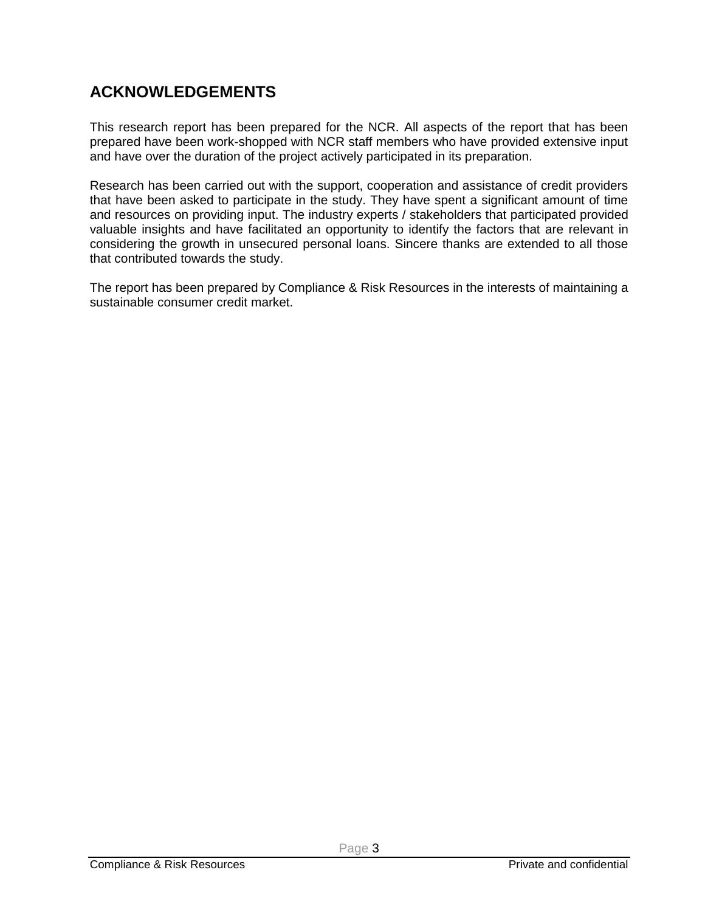# ACKNOWLEDGEMENTS

This research report has been prepared for the NCR. All aspects of the report that has been prepared have been work-shopped with NCR staff members who have provided extensive input and have over the duration of the project actively participated in its preparation.

Research has been carried out with the support, cooperation and assistance of credit providers that have been asked to participate in the study. They have spent a significant amount of time and resources on providing input. The industry experts / stakeholders that participated provided valuable insights and have facilitated an opportunity to identify the factors that are relevant in considering the growth in unsecured personal loans. Sincere thanks are extended to all those that contributed towards the study.

The report has been prepared by Compliance & Risk Resources in the interests of maintaining a sustainable consumer credit market.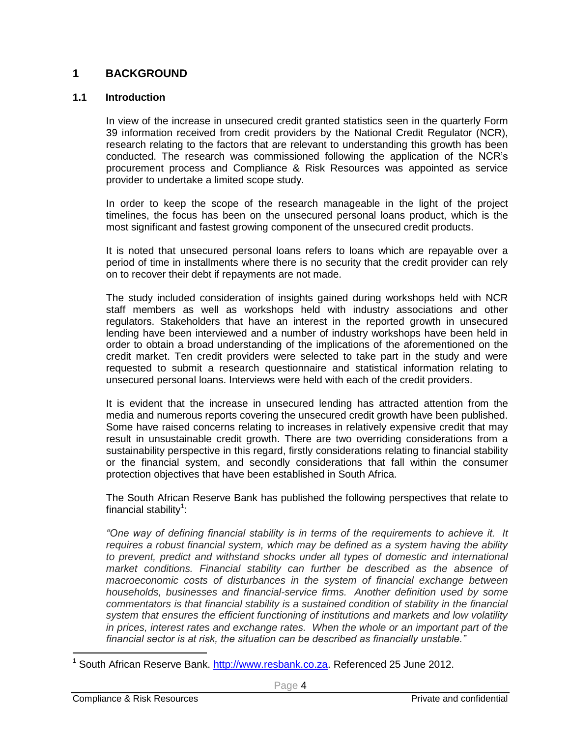# 1 BACKGROUND

## 1.1 Introduction

In view of the increase in unsecured credit granted statistics seen in the quarterly Form 39 information received from credit providers by the National Credit Regulator (NCR), research relating to the factors that are relevant to understanding this growth has been conducted. The research was commissioned following the application of the NCR's procurement process and Compliance & Risk Resources was appointed as service provider to undertake a limited scope study.

In order to keep the scope of the research manageable in the light of the project timelines, the focus has been on the unsecured personal loans product, which is the most significant and fastest growing component of the unsecured credit products.

It is noted that unsecured personal loans refers to loans which are repayable over a period of time in installments where there is no security that the credit provider can rely on to recover their debt if repayments are not made.

The study included consideration of insights gained during workshops held with NCR staff members as well as workshops held with industry associations and other regulators. Stakeholders that have an interest in the reported growth in unsecured lending have been interviewed and a number of industry workshops have been held in order to obtain a broad understanding of the implications of the aforementioned on the credit market. Ten credit providers were selected to take part in the study and were requested to submit a research questionnaire and statistical information relating to unsecured personal loans. Interviews were held with each of the credit providers.

It is evident that the increase in unsecured lending has attracted attention from the media and numerous reports covering the unsecured credit growth have been published. Some have raised concerns relating to increases in relatively expensive credit that may result in unsustainable credit growth. There are two overriding considerations from a sustainability perspective in this regard, firstly considerations relating to financial stability or the financial system, and secondly considerations that fall within the consumer protection objectives that have been established in South Africa.

The South African Reserve Bank has published the following perspectives that relate to financial stability[1]:

*"One way of defining financial stability is in terms of the requirements to achieve it. It requires a robust financial system, which may be defined as a system having the ability to prevent, predict and withstand shocks under all types of domestic and international market conditions. Financial stability can further be described as the absence of macroeconomic costs of disturbances in the system of financial exchange between households, businesses and financial-service firms. Another definition used by some commentators is that financial stability is a sustained condition of stability in the financial system that ensures the efficient functioning of institutions and markets and low volatility in prices, interest rates and exchange rates. When the whole or an important part of the financial sector is at risk, the situation can be described as financially unstable."*

[1] South African Reserve Bank. http://www.resbank.co.za. Referenced 25 June 2012.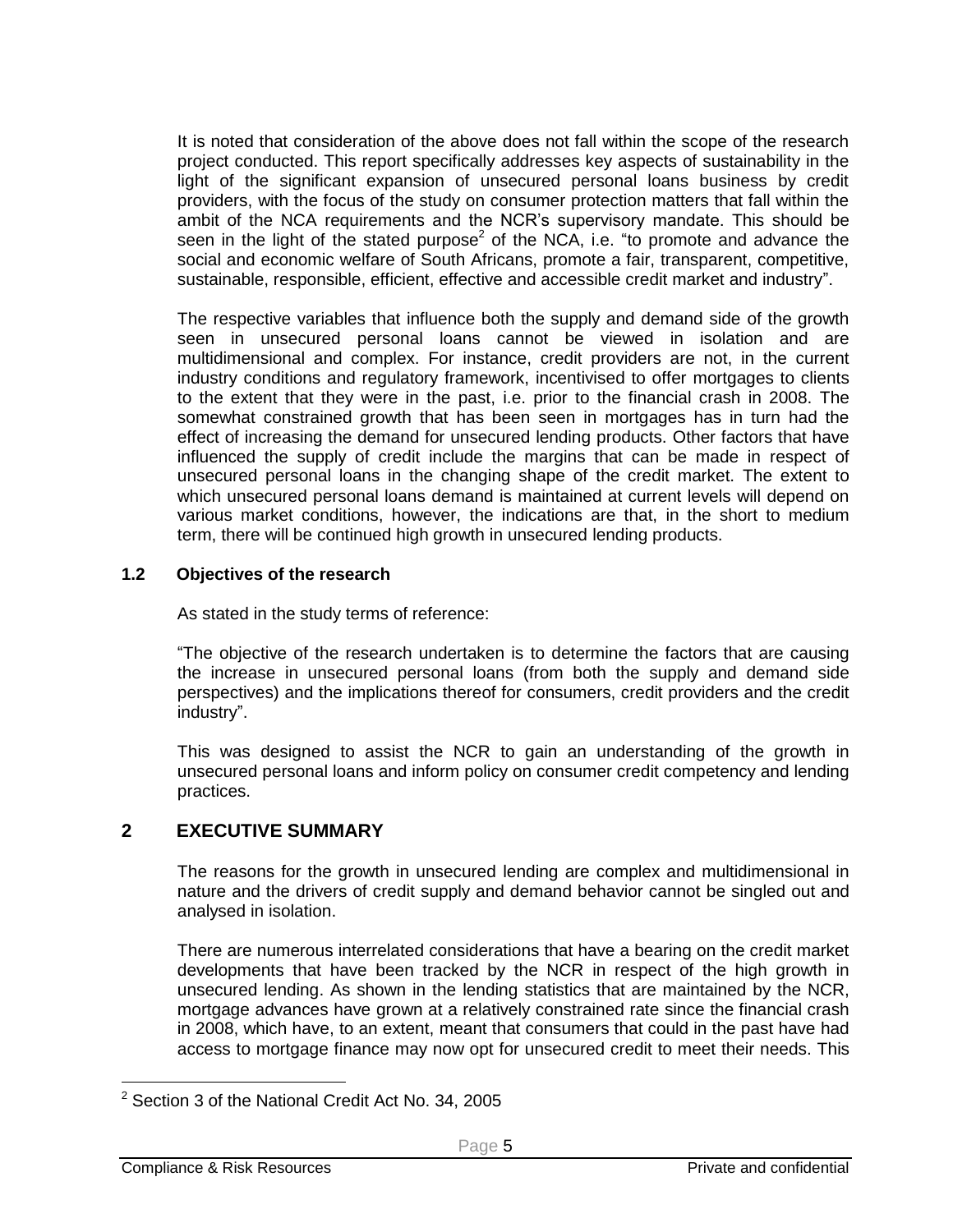It is noted that consideration of the above does not fall within the scope of the research project conducted. This report specifically addresses key aspects of sustainability in the light of the significant expansion of unsecured personal loans business by credit providers, with the focus of the study on consumer protection matters that fall within the ambit of the NCA requirements and the NCR's supervisory mandate. This should be seen in the light of the stated purpose[2] of the NCA, i.e. "to promote and advance the social and economic welfare of South Africans, promote a fair, transparent, competitive, sustainable, responsible, efficient, effective and accessible credit market and industry".

The respective variables that influence both the supply and demand side of the growth seen in unsecured personal loans cannot be viewed in isolation and are multidimensional and complex. For instance, credit providers are not, in the current industry conditions and regulatory framework, incentivised to offer mortgages to clients to the extent that they were in the past, i.e. prior to the financial crash in 2008. The somewhat constrained growth that has been seen in mortgages has in turn had the effect of increasing the demand for unsecured lending products. Other factors that have influenced the supply of credit include the margins that can be made in respect of unsecured personal loans in the changing shape of the credit market. The extent to which unsecured personal loans demand is maintained at current levels will depend on various market conditions, however, the indications are that, in the short to medium term, there will be continued high growth in unsecured lending products.

### 1.2 Objectives of the research

As stated in the study terms of reference:

"The objective of the research undertaken is to determine the factors that are causing the increase in unsecured personal loans (from both the supply and demand side perspectives) and the implications thereof for consumers, credit providers and the credit industry".

This was designed to assist the NCR to gain an understanding of the growth in unsecured personal loans and inform policy on consumer credit competency and lending practices.

## 2 EXECUTIVE SUMMARY

The reasons for the growth in unsecured lending are complex and multidimensional in nature and the drivers of credit supply and demand behavior cannot be singled out and analysed in isolation.

There are numerous interrelated considerations that have a bearing on the credit market developments that have been tracked by the NCR in respect of the high growth in unsecured lending. As shown in the lending statistics that are maintained by the NCR, mortgage advances have grown at a relatively constrained rate since the financial crash in 2008, which have, to an extent, meant that consumers that could in the past have had access to mortgage finance may now opt for unsecured credit to meet their needs. This

---

[2] Section 3 of the National Credit Act No. 34, 2005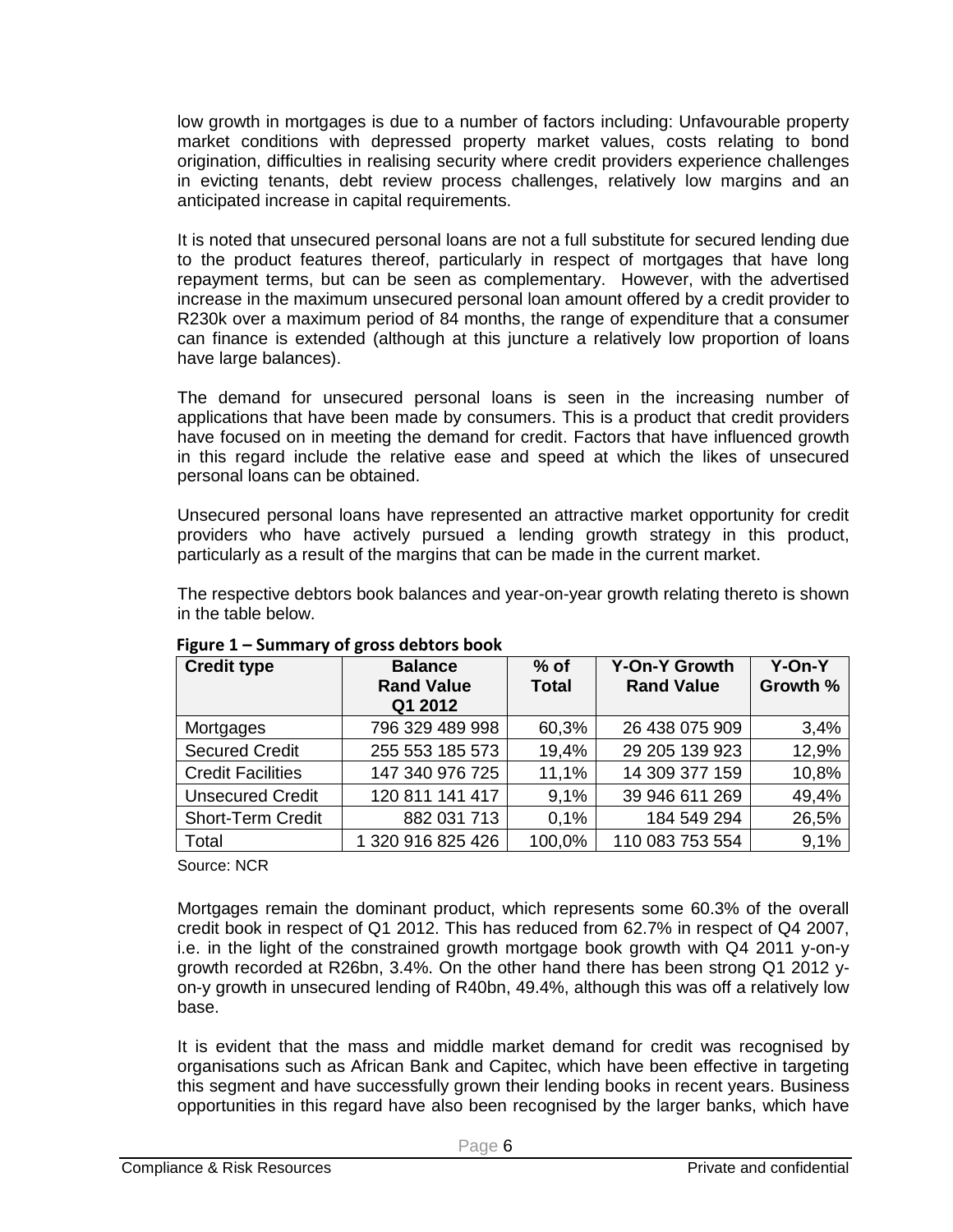low growth in mortgages is due to a number of factors including: Unfavourable property market conditions with depressed property market values, costs relating to bond origination, difficulties in realising security where credit providers experience challenges in evicting tenants, debt review process challenges, relatively low margins and an anticipated increase in capital requirements.

It is noted that unsecured personal loans are not a full substitute for secured lending due to the product features thereof, particularly in respect of mortgages that have long repayment terms, but can be seen as complementary. However, with the advertised increase in the maximum unsecured personal loan amount offered by a credit provider to R230k over a maximum period of 84 months, the range of expenditure that a consumer can finance is extended (although at this juncture a relatively low proportion of loans have large balances).

The demand for unsecured personal loans is seen in the increasing number of applications that have been made by consumers. This is a product that credit providers have focused on in meeting the demand for credit. Factors that have influenced growth in this regard include the relative ease and speed at which the likes of unsecured personal loans can be obtained.

Unsecured personal loans have represented an attractive market opportunity for credit providers who have actively pursued a lending growth strategy in this product, particularly as a result of the margins that can be made in the current market.

The respective debtors book balances and year-on-year growth relating thereto is shown in the table below.

**Figure 1 – Summary of gross debtors book**

| Credit type | Balance Rand Value Q1 2012 | % of Total | Y-On-Y Growth Rand Value | Y-On-Y Growth % |
|---|---|---|---|---|
| Mortgages | 796 329 489 998 | 60,3% | 26 438 075 909 | 3,4% |
| Secured Credit | 255 553 185 573 | 19,4% | 29 205 139 923 | 12,9% |
| Credit Facilities | 147 340 976 725 | 11,1% | 14 309 377 159 | 10,8% |
| Unsecured Credit | 120 811 141 417 | 9,1% | 39 946 611 269 | 49,4% |
| Short-Term Credit | 882 031 713 | 0,1% | 184 549 294 | 26,5% |
| Total | 1 320 916 825 426 | 100,0% | 110 083 753 554 | 9,1% |

Source: NCR

Mortgages remain the dominant product, which represents some 60.3% of the overall credit book in respect of Q1 2012. This has reduced from 62.7% in respect of Q4 2007, i.e. in the light of the constrained growth mortgage book growth with Q4 2011 y-on-y growth recorded at R26bn, 3.4%. On the other hand there has been strong Q1 2012 y-on-y growth in unsecured lending of R40bn, 49.4%, although this was off a relatively low base.

It is evident that the mass and middle market demand for credit was recognised by organisations such as African Bank and Capitec, which have been effective in targeting this segment and have successfully grown their lending books in recent years. Business opportunities in this regard have also been recognised by the larger banks, which have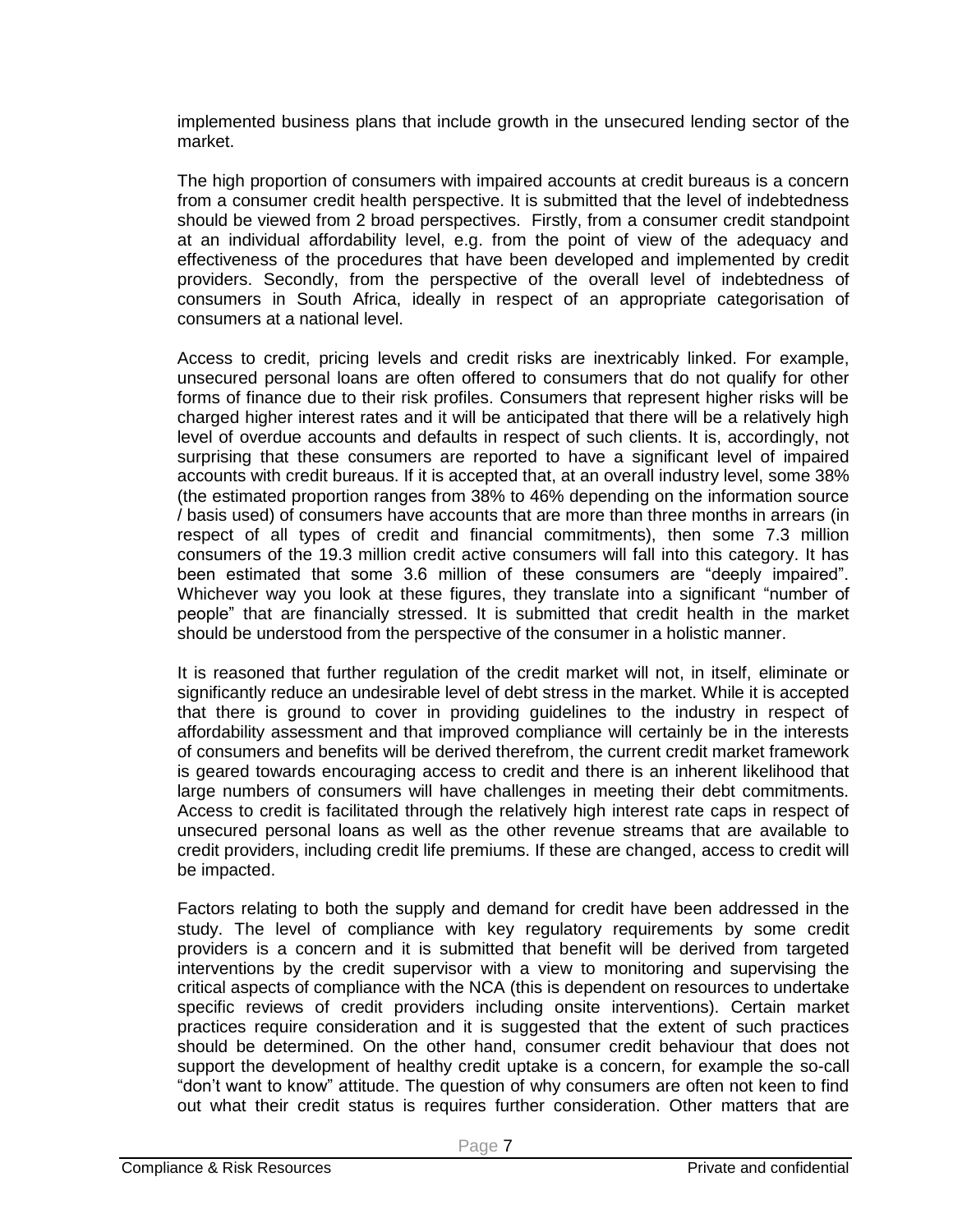implemented business plans that include growth in the unsecured lending sector of the market.

The high proportion of consumers with impaired accounts at credit bureaus is a concern from a consumer credit health perspective. It is submitted that the level of indebtedness should be viewed from 2 broad perspectives. Firstly, from a consumer credit standpoint at an individual affordability level, e.g. from the point of view of the adequacy and effectiveness of the procedures that have been developed and implemented by credit providers. Secondly, from the perspective of the overall level of indebtedness of consumers in South Africa, ideally in respect of an appropriate categorisation of consumers at a national level.

Access to credit, pricing levels and credit risks are inextricably linked. For example, unsecured personal loans are often offered to consumers that do not qualify for other forms of finance due to their risk profiles. Consumers that represent higher risks will be charged higher interest rates and it will be anticipated that there will be a relatively high level of overdue accounts and defaults in respect of such clients. It is, accordingly, not surprising that these consumers are reported to have a significant level of impaired accounts with credit bureaus. If it is accepted that, at an overall industry level, some 38% (the estimated proportion ranges from 38% to 46% depending on the information source / basis used) of consumers have accounts that are more than three months in arrears (in respect of all types of credit and financial commitments), then some 7.3 million consumers of the 19.3 million credit active consumers will fall into this category. It has been estimated that some 3.6 million of these consumers are "deeply impaired". Whichever way you look at these figures, they translate into a significant "number of people" that are financially stressed. It is submitted that credit health in the market should be understood from the perspective of the consumer in a holistic manner.

It is reasoned that further regulation of the credit market will not, in itself, eliminate or significantly reduce an undesirable level of debt stress in the market. While it is accepted that there is ground to cover in providing guidelines to the industry in respect of affordability assessment and that improved compliance will certainly be in the interests of consumers and benefits will be derived therefrom, the current credit market framework is geared towards encouraging access to credit and there is an inherent likelihood that large numbers of consumers will have challenges in meeting their debt commitments. Access to credit is facilitated through the relatively high interest rate caps in respect of unsecured personal loans as well as the other revenue streams that are available to credit providers, including credit life premiums. If these are changed, access to credit will be impacted.

Factors relating to both the supply and demand for credit have been addressed in the study. The level of compliance with key regulatory requirements by some credit providers is a concern and it is submitted that benefit will be derived from targeted interventions by the credit supervisor with a view to monitoring and supervising the critical aspects of compliance with the NCA (this is dependent on resources to undertake specific reviews of credit providers including onsite interventions). Certain market practices require consideration and it is suggested that the extent of such practices should be determined. On the other hand, consumer credit behaviour that does not support the development of healthy credit uptake is a concern, for example the so-call "don't want to know" attitude. The question of why consumers are often not keen to find out what their credit status is requires further consideration. Other matters that are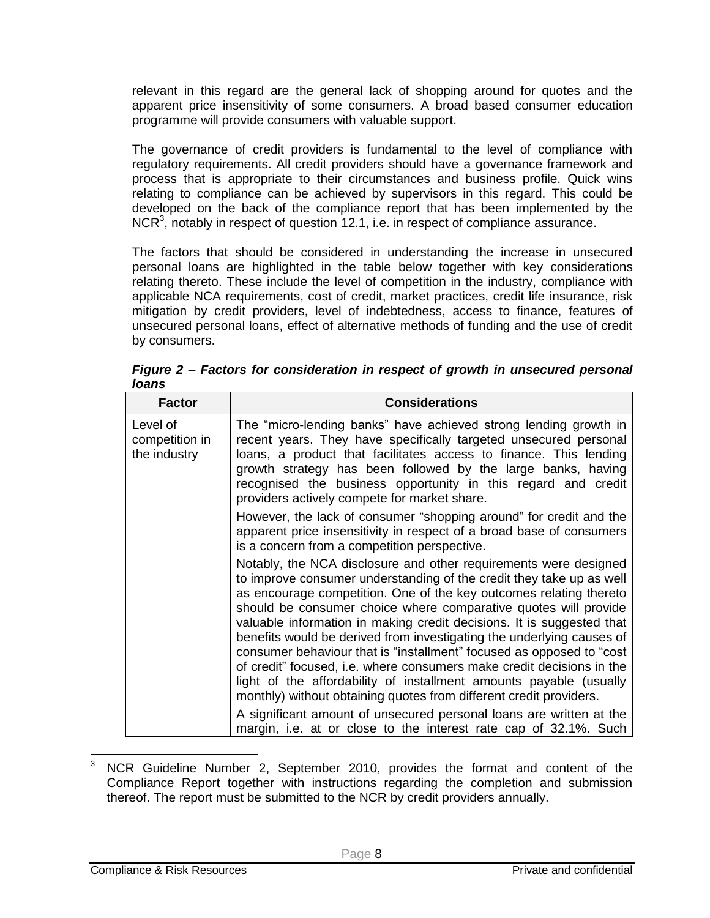relevant in this regard are the general lack of shopping around for quotes and the apparent price insensitivity of some consumers. A broad based consumer education programme will provide consumers with valuable support.

The governance of credit providers is fundamental to the level of compliance with regulatory requirements. All credit providers should have a governance framework and process that is appropriate to their circumstances and business profile. Quick wins relating to compliance can be achieved by supervisors in this regard. This could be developed on the back of the compliance report that has been implemented by the NCR[3], notably in respect of question 12.1, i.e. in respect of compliance assurance.

The factors that should be considered in understanding the increase in unsecured personal loans are highlighted in the table below together with key considerations relating thereto. These include the level of competition in the industry, compliance with applicable NCA requirements, cost of credit, market practices, credit life insurance, risk mitigation by credit providers, level of indebtedness, access to finance, features of unsecured personal loans, effect of alternative methods of funding and the use of credit by consumers.

***Figure 2 – Factors for consideration in respect of growth in unsecured personal loans***

| Factor | Considerations |
|---|---|
| Level of competition in the industry | The “micro-lending banks” have achieved strong lending growth in recent years. They have specifically targeted unsecured personal loans, a product that facilitates access to finance. This lending growth strategy has been followed by the large banks, having recognised the business opportunity in this regard and credit providers actively compete for market share.<br><br>However, the lack of consumer “shopping around” for credit and the apparent price insensitivity in respect of a broad base of consumers is a concern from a competition perspective.<br><br>Notably, the NCA disclosure and other requirements were designed to improve consumer understanding of the credit they take up as well as encourage competition. One of the key outcomes relating thereto should be consumer choice where comparative quotes will provide valuable information in making credit decisions. It is suggested that benefits would be derived from investigating the underlying causes of consumer behaviour that is “installment” focused as opposed to “cost of credit” focused, i.e. where consumers make credit decisions in the light of the affordability of installment amounts payable (usually monthly) without obtaining quotes from different credit providers.<br><br>A significant amount of unsecured personal loans are written at the margin, i.e. at or close to the interest rate cap of 32.1%. Such |

[3] NCR Guideline Number 2, September 2010, provides the format and content of the Compliance Report together with instructions regarding the completion and submission thereof. The report must be submitted to the NCR by credit providers annually.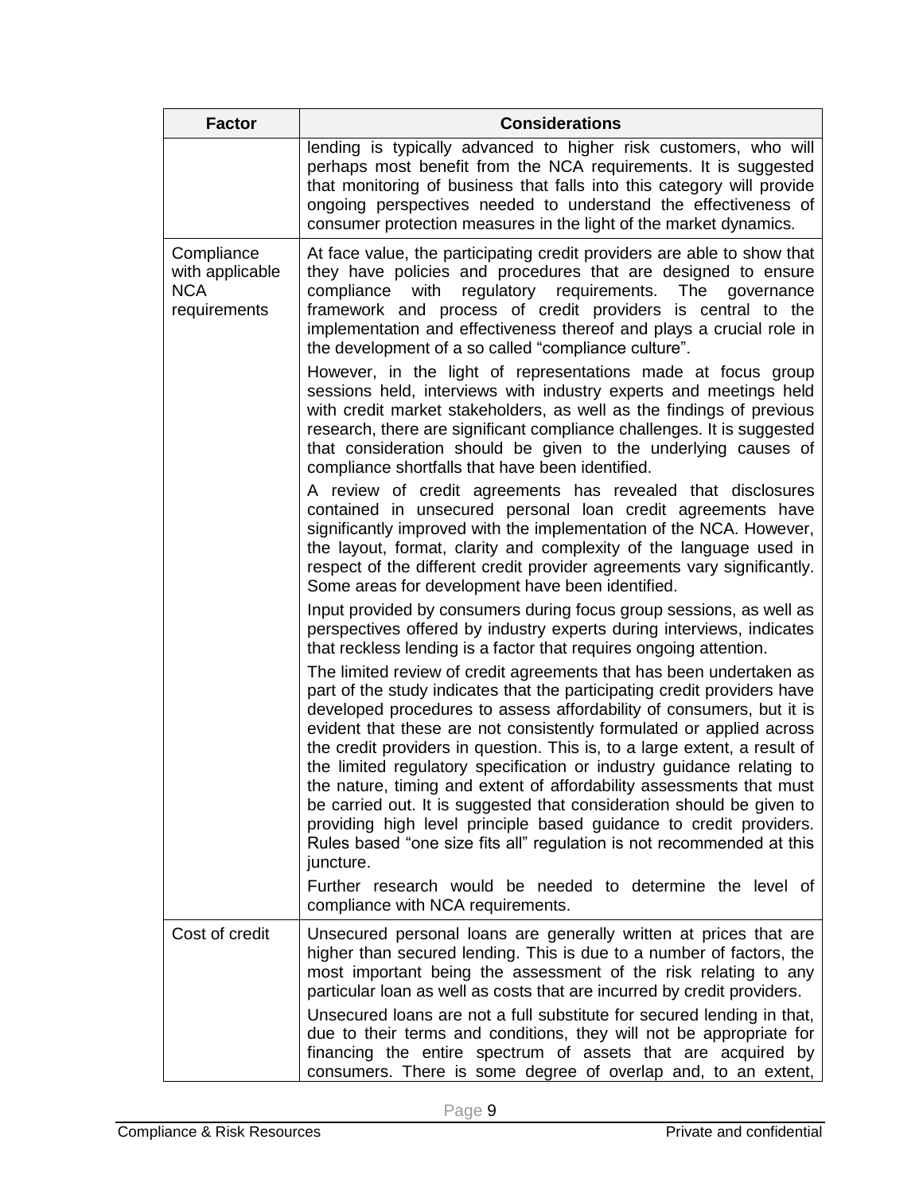| Factor | Considerations |
| --- | --- |
| | lending is typically advanced to higher risk customers, who will perhaps most benefit from the NCA requirements. It is suggested that monitoring of business that falls into this category will provide ongoing perspectives needed to understand the effectiveness of consumer protection measures in the light of the market dynamics. |
| Compliance with applicable NCA requirements | At face value, the participating credit providers are able to show that they have policies and procedures that are designed to ensure compliance with regulatory requirements. The governance framework and process of credit providers is central to the implementation and effectiveness thereof and plays a crucial role in the development of a so called "compliance culture".<br><br>However, in the light of representations made at focus group sessions held, interviews with industry experts and meetings held with credit market stakeholders, as well as the findings of previous research, there are significant compliance challenges. It is suggested that consideration should be given to the underlying causes of compliance shortfalls that have been identified.<br><br>A review of credit agreements has revealed that disclosures contained in unsecured personal loan credit agreements have significantly improved with the implementation of the NCA. However, the layout, format, clarity and complexity of the language used in respect of the different credit provider agreements vary significantly. Some areas for development have been identified.<br><br>Input provided by consumers during focus group sessions, as well as perspectives offered by industry experts during interviews, indicates that reckless lending is a factor that requires ongoing attention.<br><br>The limited review of credit agreements that has been undertaken as part of the study indicates that the participating credit providers have developed procedures to assess affordability of consumers, but it is evident that these are not consistently formulated or applied across the credit providers in question. This is, to a large extent, a result of the limited regulatory specification or industry guidance relating to the nature, timing and extent of affordability assessments that must be carried out. It is suggested that consideration should be given to providing high level principle based guidance to credit providers. Rules based "one size fits all" regulation is not recommended at this juncture.<br><br>Further research would be needed to determine the level of compliance with NCA requirements. |
| Cost of credit | Unsecured personal loans are generally written at prices that are higher than secured lending. This is due to a number of factors, the most important being the assessment of the risk relating to any particular loan as well as costs that are incurred by credit providers.<br><br>Unsecured loans are not a full substitute for secured lending in that, due to their terms and conditions, they will not be appropriate for financing the entire spectrum of assets that are acquired by consumers. There is some degree of overlap and, to an extent, |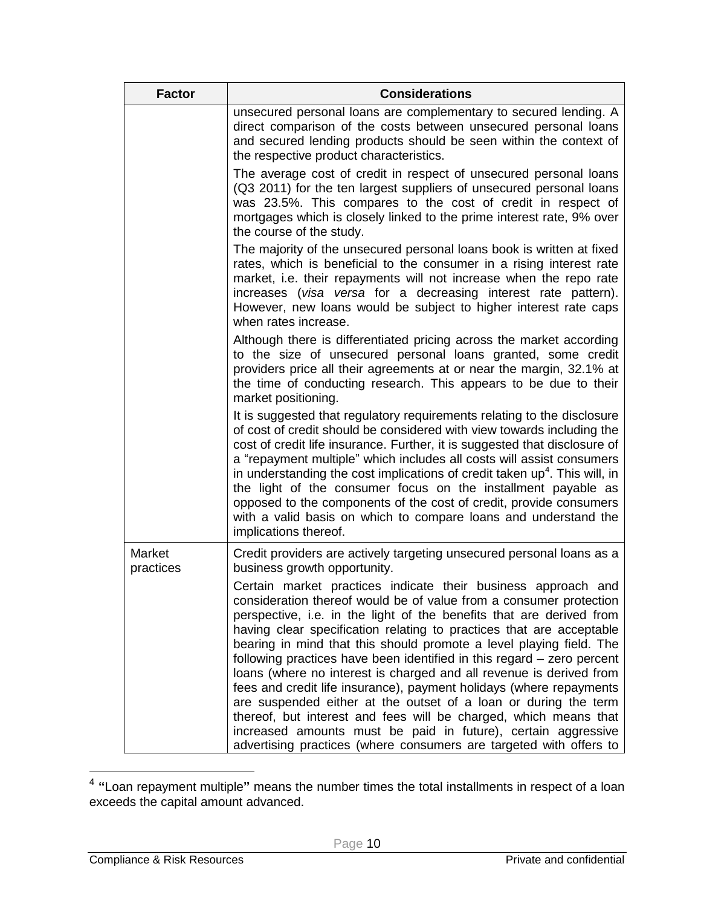| Factor | Considerations |
| --- | --- |
| | unsecured personal loans are complementary to secured lending. A direct comparison of the costs between unsecured personal loans and secured lending products should be seen within the context of the respective product characteristics.<br><br>The average cost of credit in respect of unsecured personal loans (Q3 2011) for the ten largest suppliers of unsecured personal loans was 23.5%. This compares to the cost of credit in respect of mortgages which is closely linked to the prime interest rate, 9% over the course of the study.<br><br>The majority of the unsecured personal loans book is written at fixed rates, which is beneficial to the consumer in a rising interest rate market, i.e. their repayments will not increase when the repo rate increases (*visa versa* for a decreasing interest rate pattern). However, new loans would be subject to higher interest rate caps when rates increase.<br><br>Although there is differentiated pricing across the market according to the size of unsecured personal loans granted, some credit providers price all their agreements at or near the margin, 32.1% at the time of conducting research. This appears to be due to their market positioning.<br><br>It is suggested that regulatory requirements relating to the disclosure of cost of credit should be considered with view towards including the cost of credit life insurance. Further, it is suggested that disclosure of a "repayment multiple" which includes all costs will assist consumers in understanding the cost implications of credit taken up[4]. This will, in the light of the consumer focus on the installment payable as opposed to the components of the cost of credit, provide consumers with a valid basis on which to compare loans and understand the implications thereof. |
| Market practices | Credit providers are actively targeting unsecured personal loans as a business growth opportunity.<br><br>Certain market practices indicate their business approach and consideration thereof would be of value from a consumer protection perspective, i.e. in the light of the benefits that are derived from having clear specification relating to practices that are acceptable bearing in mind that this should promote a level playing field. The following practices have been identified in this regard – zero percent loans (where no interest is charged and all revenue is derived from fees and credit life insurance), payment holidays (where repayments are suspended either at the outset of a loan or during the term thereof, but interest and fees will be charged, which means that increased amounts must be paid in future), certain aggressive advertising practices (where consumers are targeted with offers to |

[4] **"**Loan repayment multiple**"** means the number times the total installments in respect of a loan exceeds the capital amount advanced.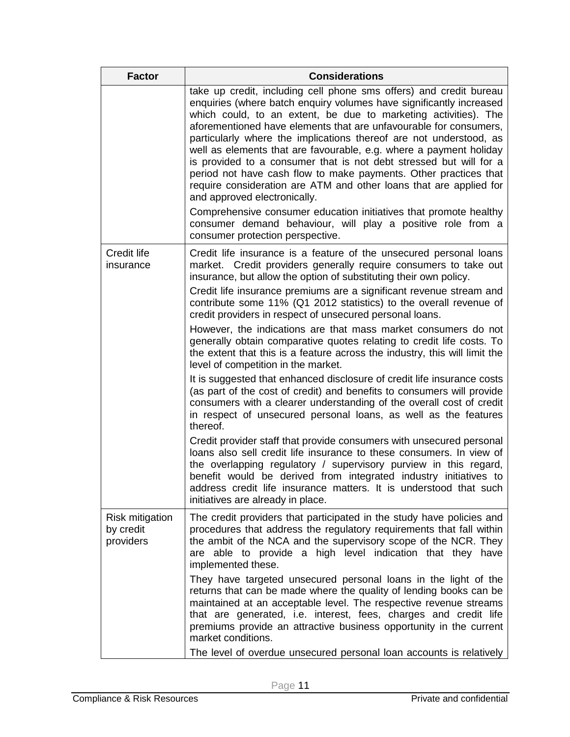| Factor | Considerations |
| --- | --- |
| | take up credit, including cell phone sms offers) and credit bureau enquiries (where batch enquiry volumes have significantly increased which could, to an extent, be due to marketing activities). The aforementioned have elements that are unfavourable for consumers, particularly where the implications thereof are not understood, as well as elements that are favourable, e.g. where a payment holiday is provided to a consumer that is not debt stressed but will for a period not have cash flow to make payments. Other practices that require consideration are ATM and other loans that are applied for and approved electronically.<br><br>Comprehensive consumer education initiatives that promote healthy consumer demand behaviour, will play a positive role from a consumer protection perspective. |
| Credit life insurance | Credit life insurance is a feature of the unsecured personal loans market. Credit providers generally require consumers to take out insurance, but allow the option of substituting their own policy.<br><br>Credit life insurance premiums are a significant revenue stream and contribute some 11% (Q1 2012 statistics) to the overall revenue of credit providers in respect of unsecured personal loans.<br><br>However, the indications are that mass market consumers do not generally obtain comparative quotes relating to credit life costs. To the extent that this is a feature across the industry, this will limit the level of competition in the market.<br><br>It is suggested that enhanced disclosure of credit life insurance costs (as part of the cost of credit) and benefits to consumers will provide consumers with a clearer understanding of the overall cost of credit in respect of unsecured personal loans, as well as the features thereof.<br><br>Credit provider staff that provide consumers with unsecured personal loans also sell credit life insurance to these consumers. In view of the overlapping regulatory / supervisory purview in this regard, benefit would be derived from integrated industry initiatives to address credit life insurance matters. It is understood that such initiatives are already in place. |
| Risk mitigation by credit providers | The credit providers that participated in the study have policies and procedures that address the regulatory requirements that fall within the ambit of the NCA and the supervisory scope of the NCR. They are able to provide a high level indication that they have implemented these.<br><br>They have targeted unsecured personal loans in the light of the returns that can be made where the quality of lending books can be maintained at an acceptable level. The respective revenue streams that are generated, i.e. interest, fees, charges and credit life premiums provide an attractive business opportunity in the current market conditions.<br><br>The level of overdue unsecured personal loan accounts is relatively |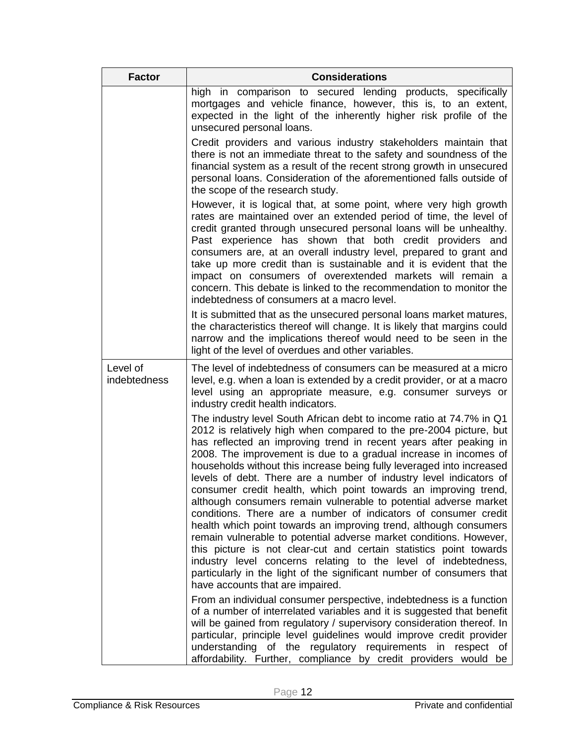| Factor | Considerations |
| --- | --- |
| | high in comparison to secured lending products, specifically mortgages and vehicle finance, however, this is, to an extent, expected in the light of the inherently higher risk profile of the unsecured personal loans.<br><br>Credit providers and various industry stakeholders maintain that there is not an immediate threat to the safety and soundness of the financial system as a result of the recent strong growth in unsecured personal loans. Consideration of the aforementioned falls outside of the scope of the research study.<br><br>However, it is logical that, at some point, where very high growth rates are maintained over an extended period of time, the level of credit granted through unsecured personal loans will be unhealthy. Past experience has shown that both credit providers and consumers are, at an overall industry level, prepared to grant and take up more credit than is sustainable and it is evident that the impact on consumers of overextended markets will remain a concern. This debate is linked to the recommendation to monitor the indebtedness of consumers at a macro level.<br><br>It is submitted that as the unsecured personal loans market matures, the characteristics thereof will change. It is likely that margins could narrow and the implications thereof would need to be seen in the light of the level of overdues and other variables. |
| Level of indebtedness | The level of indebtedness of consumers can be measured at a micro level, e.g. when a loan is extended by a credit provider, or at a macro level using an appropriate measure, e.g. consumer surveys or industry credit health indicators.<br><br>The industry level South African debt to income ratio at 74.7% in Q1 2012 is relatively high when compared to the pre-2004 picture, but has reflected an improving trend in recent years after peaking in 2008. The improvement is due to a gradual increase in incomes of households without this increase being fully leveraged into increased levels of debt. There are a number of industry level indicators of consumer credit health, which point towards an improving trend, although consumers remain vulnerable to potential adverse market conditions. There are a number of indicators of consumer credit health which point towards an improving trend, although consumers remain vulnerable to potential adverse market conditions. However, this picture is not clear-cut and certain statistics point towards industry level concerns relating to the level of indebtedness, particularly in the light of the significant number of consumers that have accounts that are impaired.<br><br>From an individual consumer perspective, indebtedness is a function of a number of interrelated variables and it is suggested that benefit will be gained from regulatory / supervisory consideration thereof. In particular, principle level guidelines would improve credit provider understanding of the regulatory requirements in respect of affordability. Further, compliance by credit providers would be |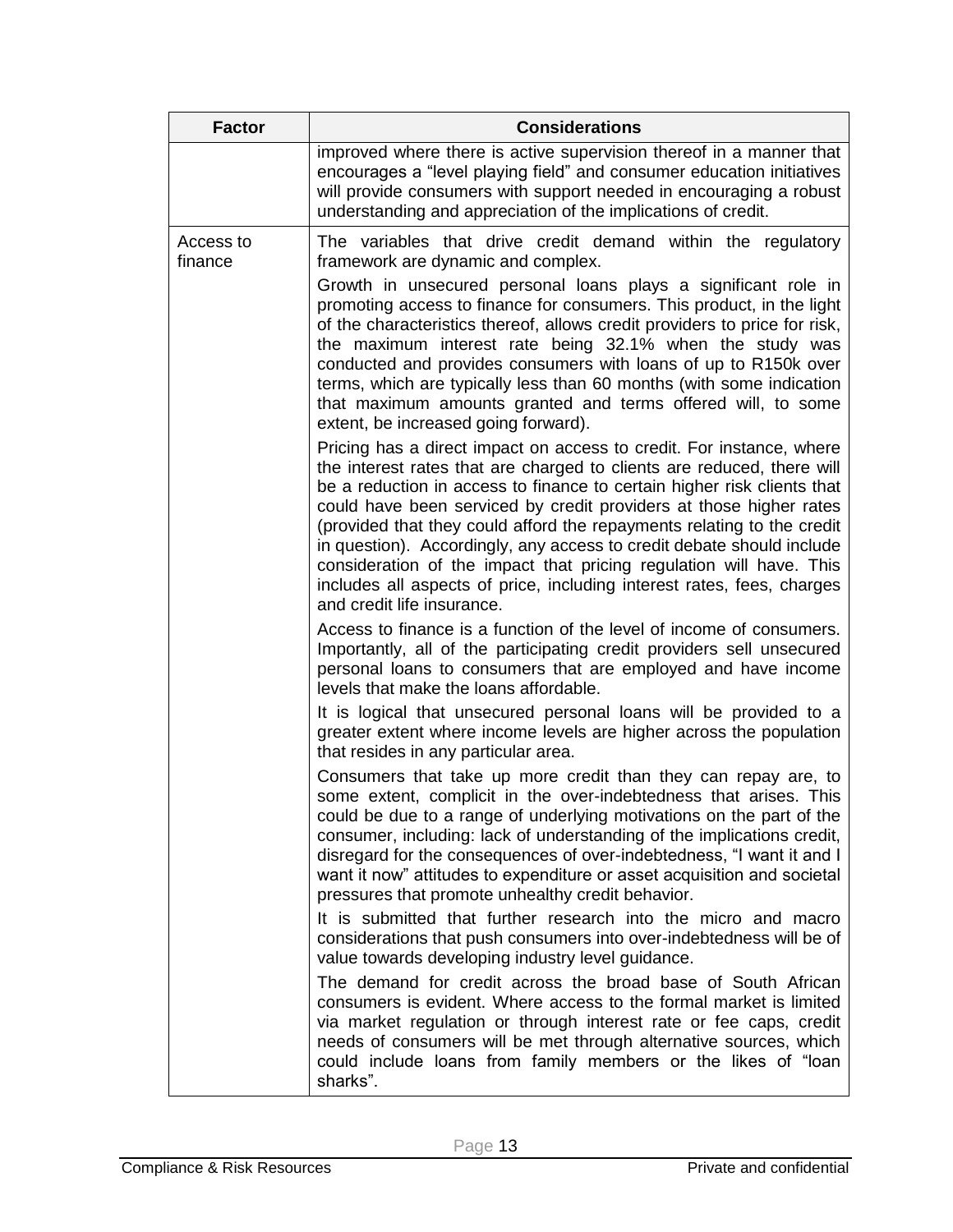| Factor | Considerations |
|---|---|
| | improved where there is active supervision thereof in a manner that encourages a "level playing field" and consumer education initiatives will provide consumers with support needed in encouraging a robust understanding and appreciation of the implications of credit. |
| Access to finance | The variables that drive credit demand within the regulatory framework are dynamic and complex.<br><br>Growth in unsecured personal loans plays a significant role in promoting access to finance for consumers. This product, in the light of the characteristics thereof, allows credit providers to price for risk, the maximum interest rate being 32.1% when the study was conducted and provides consumers with loans of up to R150k over terms, which are typically less than 60 months (with some indication that maximum amounts granted and terms offered will, to some extent, be increased going forward).<br><br>Pricing has a direct impact on access to credit. For instance, where the interest rates that are charged to clients are reduced, there will be a reduction in access to finance to certain higher risk clients that could have been serviced by credit providers at those higher rates (provided that they could afford the repayments relating to the credit in question). Accordingly, any access to credit debate should include consideration of the impact that pricing regulation will have. This includes all aspects of price, including interest rates, fees, charges and credit life insurance.<br><br>Access to finance is a function of the level of income of consumers. Importantly, all of the participating credit providers sell unsecured personal loans to consumers that are employed and have income levels that make the loans affordable.<br><br>It is logical that unsecured personal loans will be provided to a greater extent where income levels are higher across the population that resides in any particular area.<br><br>Consumers that take up more credit than they can repay are, to some extent, complicit in the over-indebtedness that arises. This could be due to a range of underlying motivations on the part of the consumer, including: lack of understanding of the implications credit, disregard for the consequences of over-indebtedness, "I want it and I want it now" attitudes to expenditure or asset acquisition and societal pressures that promote unhealthy credit behavior.<br><br>It is submitted that further research into the micro and macro considerations that push consumers into over-indebtedness will be of value towards developing industry level guidance.<br><br>The demand for credit across the broad base of South African consumers is evident. Where access to the formal market is limited via market regulation or through interest rate or fee caps, credit needs of consumers will be met through alternative sources, which could include loans from family members or the likes of "loan sharks". |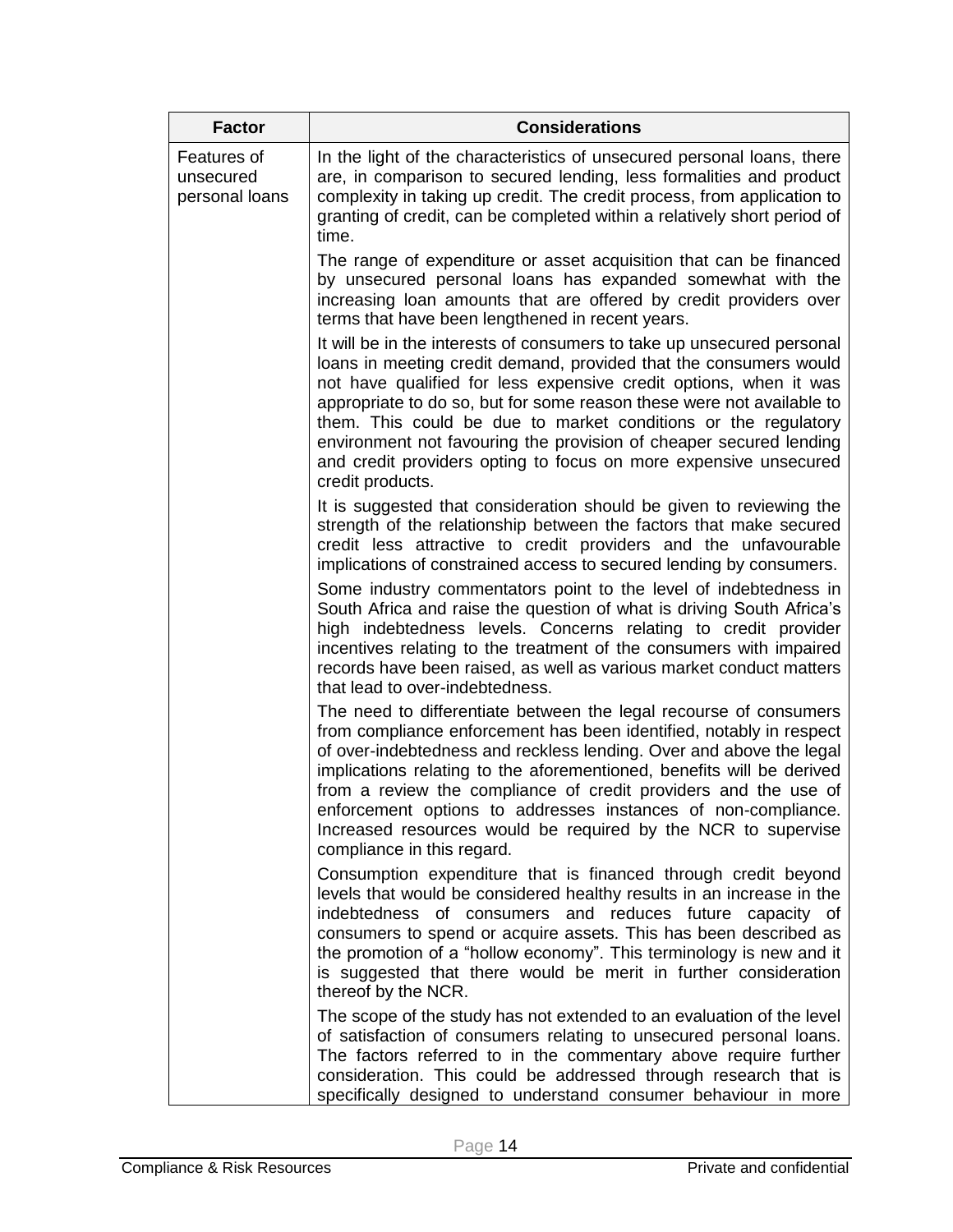| Factor | Considerations |
|---|---|
| Features of unsecured personal loans | In the light of the characteristics of unsecured personal loans, there are, in comparison to secured lending, less formalities and product complexity in taking up credit. The credit process, from application to granting of credit, can be completed within a relatively short period of time.<br><br>The range of expenditure or asset acquisition that can be financed by unsecured personal loans has expanded somewhat with the increasing loan amounts that are offered by credit providers over terms that have been lengthened in recent years.<br><br>It will be in the interests of consumers to take up unsecured personal loans in meeting credit demand, provided that the consumers would not have qualified for less expensive credit options, when it was appropriate to do so, but for some reason these were not available to them. This could be due to market conditions or the regulatory environment not favouring the provision of cheaper secured lending and credit providers opting to focus on more expensive unsecured credit products.<br><br>It is suggested that consideration should be given to reviewing the strength of the relationship between the factors that make secured credit less attractive to credit providers and the unfavourable implications of constrained access to secured lending by consumers.<br><br>Some industry commentators point to the level of indebtedness in South Africa and raise the question of what is driving South Africa's high indebtedness levels. Concerns relating to credit provider incentives relating to the treatment of the consumers with impaired records have been raised, as well as various market conduct matters that lead to over-indebtedness.<br><br>The need to differentiate between the legal recourse of consumers from compliance enforcement has been identified, notably in respect of over-indebtedness and reckless lending. Over and above the legal implications relating to the aforementioned, benefits will be derived from a review the compliance of credit providers and the use of enforcement options to addresses instances of non-compliance. Increased resources would be required by the NCR to supervise compliance in this regard.<br><br>Consumption expenditure that is financed through credit beyond levels that would be considered healthy results in an increase in the indebtedness of consumers and reduces future capacity of consumers to spend or acquire assets. This has been described as the promotion of a "hollow economy". This terminology is new and it is suggested that there would be merit in further consideration thereof by the NCR.<br><br>The scope of the study has not extended to an evaluation of the level of satisfaction of consumers relating to unsecured personal loans. The factors referred to in the commentary above require further consideration. This could be addressed through research that is specifically designed to understand consumer behaviour in more |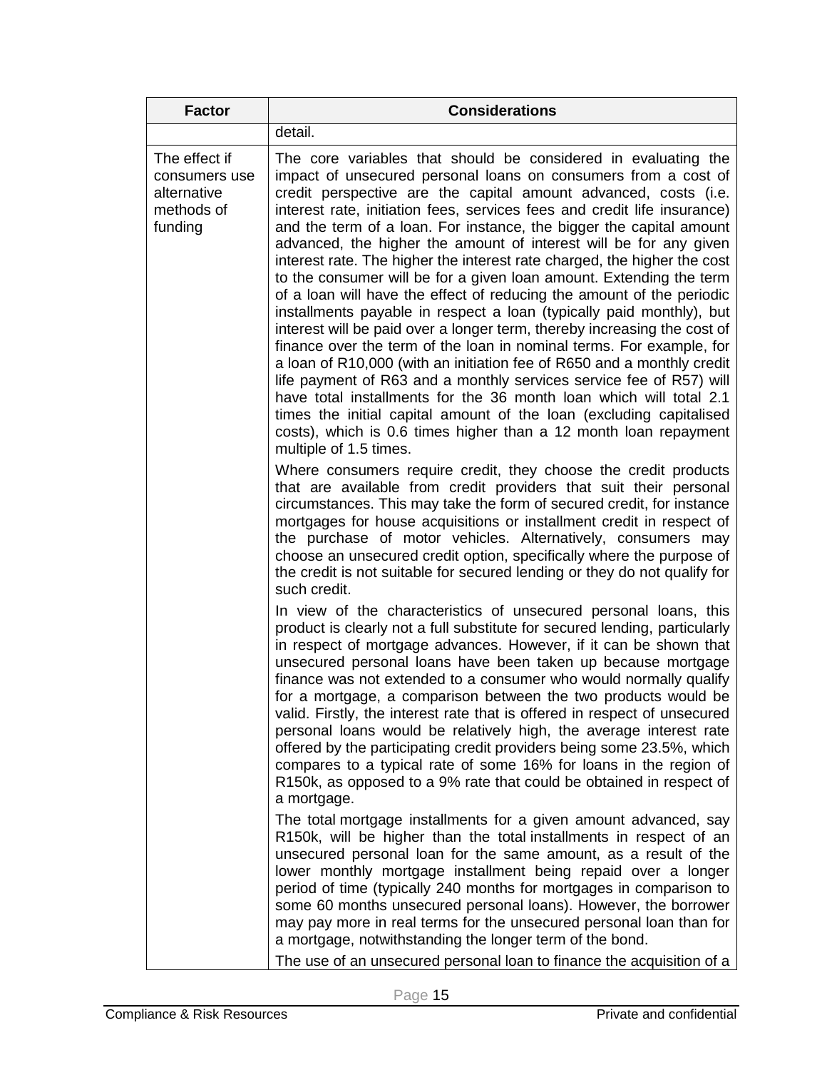| Factor | Considerations |
|---|---|
| | detail. |
| The effect if consumers use alternative methods of funding | The core variables that should be considered in evaluating the impact of unsecured personal loans on consumers from a cost of credit perspective are the capital amount advanced, costs (i.e. interest rate, initiation fees, services fees and credit life insurance) and the term of a loan. For instance, the bigger the capital amount advanced, the higher the amount of interest will be for any given interest rate. The higher the interest rate charged, the higher the cost to the consumer will be for a given loan amount. Extending the term of a loan will have the effect of reducing the amount of the periodic installments payable in respect a loan (typically paid monthly), but interest will be paid over a longer term, thereby increasing the cost of finance over the term of the loan in nominal terms. For example, for a loan of R10,000 (with an initiation fee of R650 and a monthly credit life payment of R63 and a monthly services service fee of R57) will have total installments for the 36 month loan which will total 2.1 times the initial capital amount of the loan (excluding capitalised costs), which is 0.6 times higher than a 12 month loan repayment multiple of 1.5 times.<br><br>Where consumers require credit, they choose the credit products that are available from credit providers that suit their personal circumstances. This may take the form of secured credit, for instance mortgages for house acquisitions or installment credit in respect of the purchase of motor vehicles. Alternatively, consumers may choose an unsecured credit option, specifically where the purpose of the credit is not suitable for secured lending or they do not qualify for such credit.<br><br>In view of the characteristics of unsecured personal loans, this product is clearly not a full substitute for secured lending, particularly in respect of mortgage advances. However, if it can be shown that unsecured personal loans have been taken up because mortgage finance was not extended to a consumer who would normally qualify for a mortgage, a comparison between the two products would be valid. Firstly, the interest rate that is offered in respect of unsecured personal loans would be relatively high, the average interest rate offered by the participating credit providers being some 23.5%, which compares to a typical rate of some 16% for loans in the region of R150k, as opposed to a 9% rate that could be obtained in respect of a mortgage.<br><br>The total mortgage installments for a given amount advanced, say R150k, will be higher than the total installments in respect of an unsecured personal loan for the same amount, as a result of the lower monthly mortgage installment being repaid over a longer period of time (typically 240 months for mortgages in comparison to some 60 months unsecured personal loans). However, the borrower may pay more in real terms for the unsecured personal loan than for a mortgage, notwithstanding the longer term of the bond.<br><br>The use of an unsecured personal loan to finance the acquisition of a |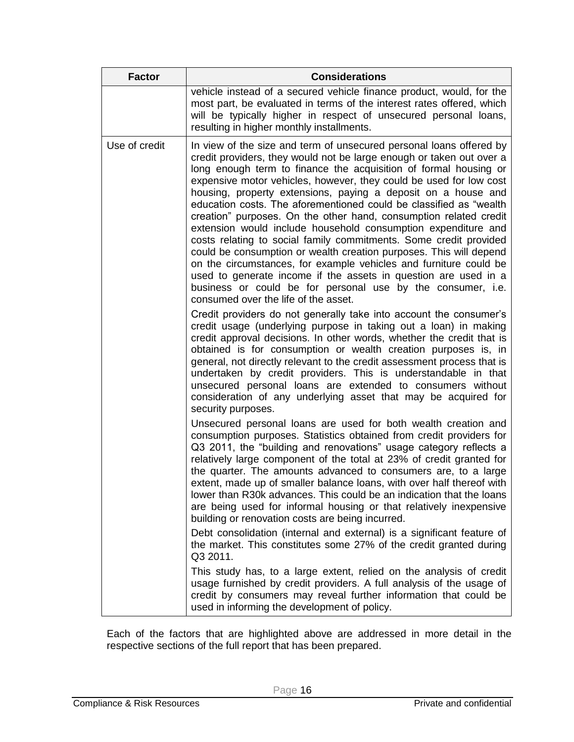| Factor | Considerations |
|---|---|
| | vehicle instead of a secured vehicle finance product, would, for the most part, be evaluated in terms of the interest rates offered, which will be typically higher in respect of unsecured personal loans, resulting in higher monthly installments. |
| Use of credit | In view of the size and term of unsecured personal loans offered by credit providers, they would not be large enough or taken out over a long enough term to finance the acquisition of formal housing or expensive motor vehicles, however, they could be used for low cost housing, property extensions, paying a deposit on a house and education costs. The aforementioned could be classified as "wealth creation" purposes. On the other hand, consumption related credit extension would include household consumption expenditure and costs relating to social family commitments. Some credit provided could be consumption or wealth creation purposes. This will depend on the circumstances, for example vehicles and furniture could be used to generate income if the assets in question are used in a business or could be for personal use by the consumer, i.e. consumed over the life of the asset.<br><br>Credit providers do not generally take into account the consumer's credit usage (underlying purpose in taking out a loan) in making credit approval decisions. In other words, whether the credit that is obtained is for consumption or wealth creation purposes is, in general, not directly relevant to the credit assessment process that is undertaken by credit providers. This is understandable in that unsecured personal loans are extended to consumers without consideration of any underlying asset that may be acquired for security purposes.<br><br>Unsecured personal loans are used for both wealth creation and consumption purposes. Statistics obtained from credit providers for Q3 2011, the "building and renovations" usage category reflects a relatively large component of the total at 23% of credit granted for the quarter. The amounts advanced to consumers are, to a large extent, made up of smaller balance loans, with over half thereof with lower than R30k advances. This could be an indication that the loans are being used for informal housing or that relatively inexpensive building or renovation costs are being incurred.<br><br>Debt consolidation (internal and external) is a significant feature of the market. This constitutes some 27% of the credit granted during Q3 2011.<br><br>This study has, to a large extent, relied on the analysis of credit usage furnished by credit providers. A full analysis of the usage of credit by consumers may reveal further information that could be used in informing the development of policy. |

Each of the factors that are highlighted above are addressed in more detail in the respective sections of the full report that has been prepared.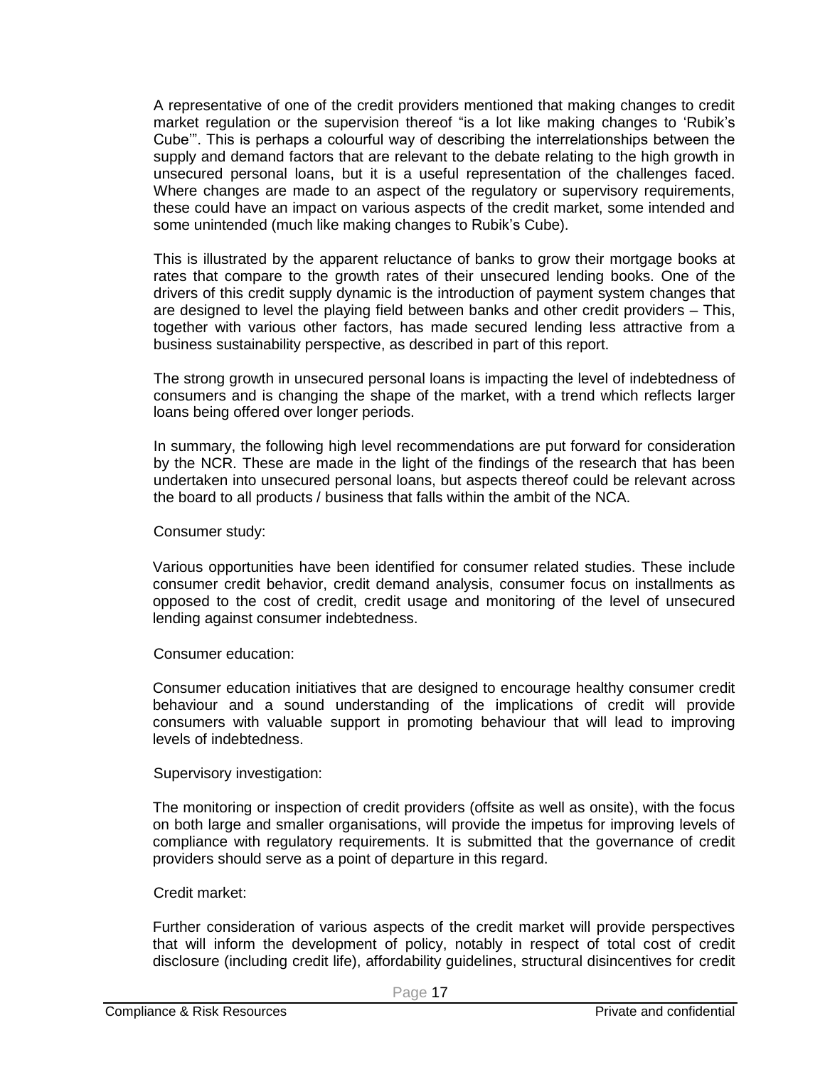A representative of one of the credit providers mentioned that making changes to credit market regulation or the supervision thereof "is a lot like making changes to 'Rubik's Cube'". This is perhaps a colourful way of describing the interrelationships between the supply and demand factors that are relevant to the debate relating to the high growth in unsecured personal loans, but it is a useful representation of the challenges faced. Where changes are made to an aspect of the regulatory or supervisory requirements, these could have an impact on various aspects of the credit market, some intended and some unintended (much like making changes to Rubik's Cube).

This is illustrated by the apparent reluctance of banks to grow their mortgage books at rates that compare to the growth rates of their unsecured lending books. One of the drivers of this credit supply dynamic is the introduction of payment system changes that are designed to level the playing field between banks and other credit providers – This, together with various other factors, has made secured lending less attractive from a business sustainability perspective, as described in part of this report.

The strong growth in unsecured personal loans is impacting the level of indebtedness of consumers and is changing the shape of the market, with a trend which reflects larger loans being offered over longer periods.

In summary, the following high level recommendations are put forward for consideration by the NCR. These are made in the light of the findings of the research that has been undertaken into unsecured personal loans, but aspects thereof could be relevant across the board to all products / business that falls within the ambit of the NCA.

Consumer study:

Various opportunities have been identified for consumer related studies. These include consumer credit behavior, credit demand analysis, consumer focus on installments as opposed to the cost of credit, credit usage and monitoring of the level of unsecured lending against consumer indebtedness.

Consumer education:

Consumer education initiatives that are designed to encourage healthy consumer credit behaviour and a sound understanding of the implications of credit will provide consumers with valuable support in promoting behaviour that will lead to improving levels of indebtedness.

Supervisory investigation:

The monitoring or inspection of credit providers (offsite as well as onsite), with the focus on both large and smaller organisations, will provide the impetus for improving levels of compliance with regulatory requirements. It is submitted that the governance of credit providers should serve as a point of departure in this regard.

Credit market:

Further consideration of various aspects of the credit market will provide perspectives that will inform the development of policy, notably in respect of total cost of credit disclosure (including credit life), affordability guidelines, structural disincentives for credit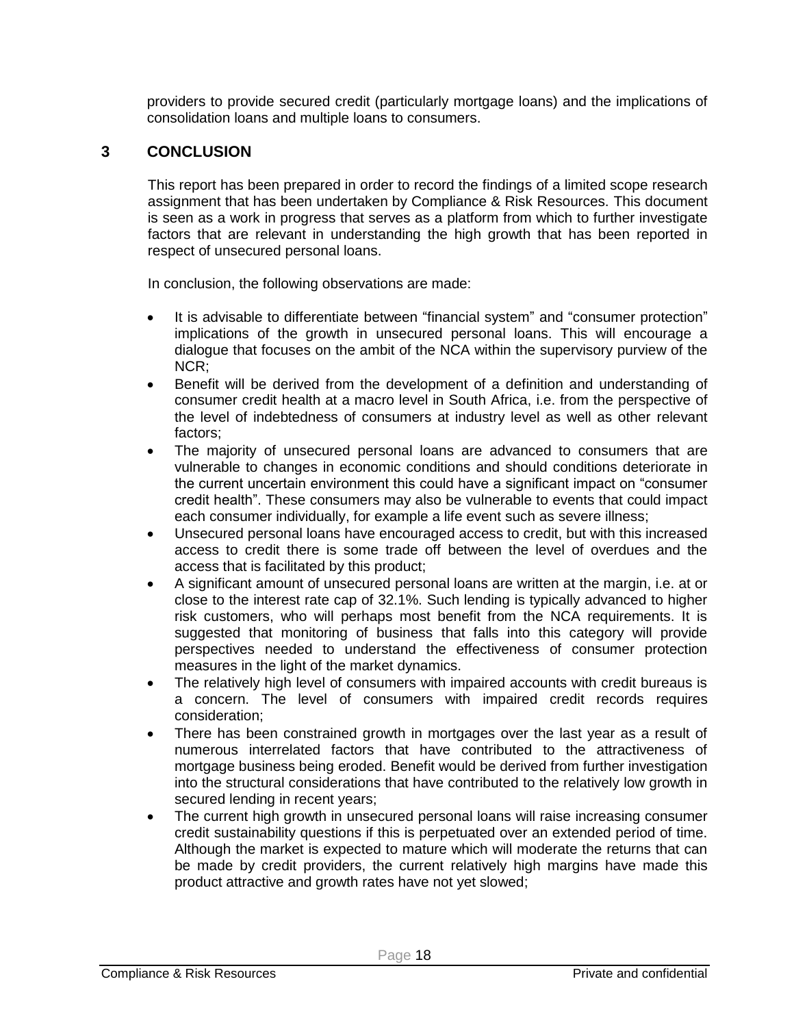providers to provide secured credit (particularly mortgage loans) and the implications of consolidation loans and multiple loans to consumers.

## 3 CONCLUSION

This report has been prepared in order to record the findings of a limited scope research assignment that has been undertaken by Compliance & Risk Resources. This document is seen as a work in progress that serves as a platform from which to further investigate factors that are relevant in understanding the high growth that has been reported in respect of unsecured personal loans.

In conclusion, the following observations are made:

- It is advisable to differentiate between "financial system" and "consumer protection" implications of the growth in unsecured personal loans. This will encourage a dialogue that focuses on the ambit of the NCA within the supervisory purview of the NCR;
- Benefit will be derived from the development of a definition and understanding of consumer credit health at a macro level in South Africa, i.e. from the perspective of the level of indebtedness of consumers at industry level as well as other relevant factors;
- The majority of unsecured personal loans are advanced to consumers that are vulnerable to changes in economic conditions and should conditions deteriorate in the current uncertain environment this could have a significant impact on "consumer credit health". These consumers may also be vulnerable to events that could impact each consumer individually, for example a life event such as severe illness;
- Unsecured personal loans have encouraged access to credit, but with this increased access to credit there is some trade off between the level of overdues and the access that is facilitated by this product;
- A significant amount of unsecured personal loans are written at the margin, i.e. at or close to the interest rate cap of 32.1%. Such lending is typically advanced to higher risk customers, who will perhaps most benefit from the NCA requirements. It is suggested that monitoring of business that falls into this category will provide perspectives needed to understand the effectiveness of consumer protection measures in the light of the market dynamics.
- The relatively high level of consumers with impaired accounts with credit bureaus is a concern. The level of consumers with impaired credit records requires consideration;
- There has been constrained growth in mortgages over the last year as a result of numerous interrelated factors that have contributed to the attractiveness of mortgage business being eroded. Benefit would be derived from further investigation into the structural considerations that have contributed to the relatively low growth in secured lending in recent years;
- The current high growth in unsecured personal loans will raise increasing consumer credit sustainability questions if this is perpetuated over an extended period of time. Although the market is expected to mature which will moderate the returns that can be made by credit providers, the current relatively high margins have made this product attractive and growth rates have not yet slowed;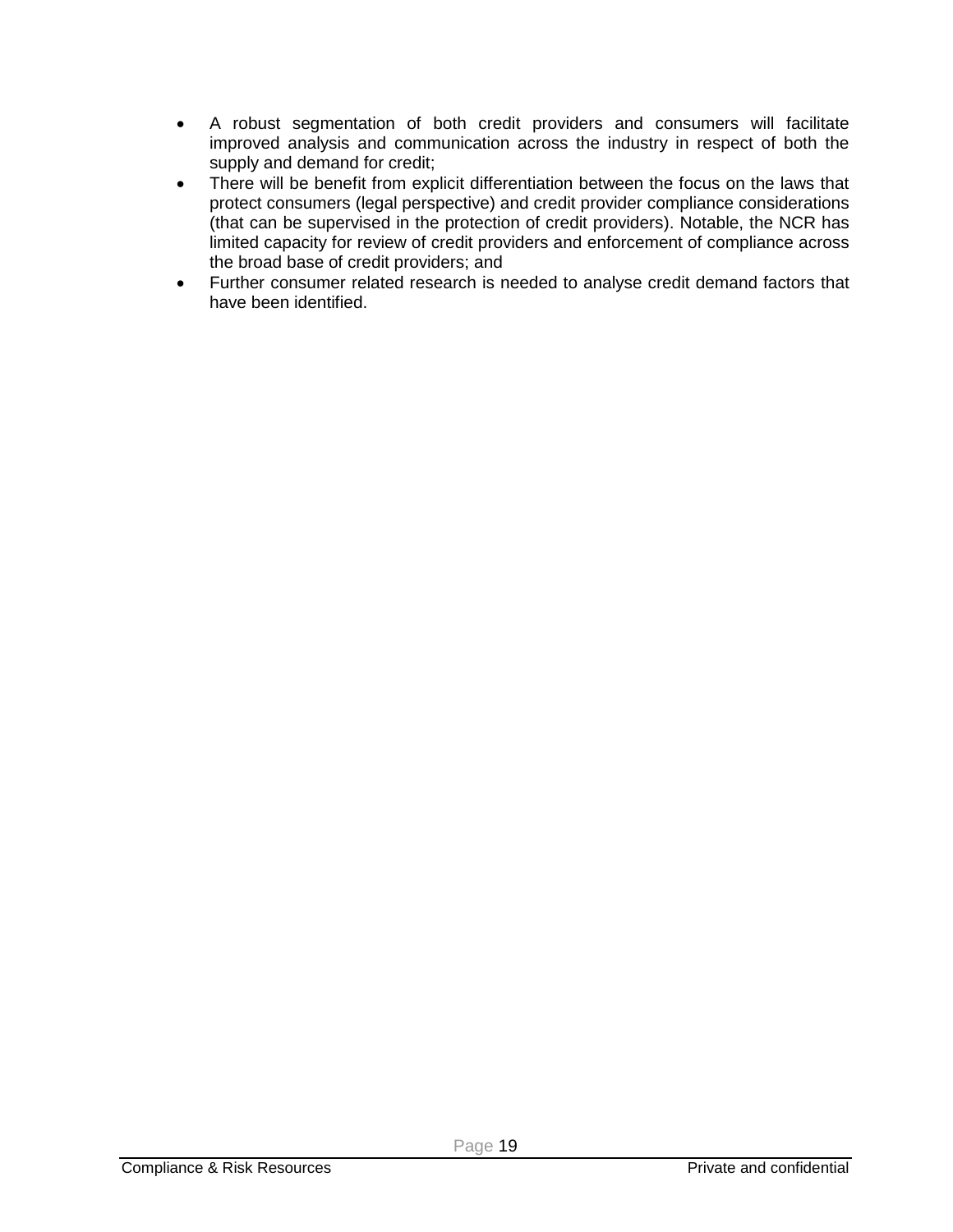- A robust segmentation of both credit providers and consumers will facilitate improved analysis and communication across the industry in respect of both the supply and demand for credit;
- There will be benefit from explicit differentiation between the focus on the laws that protect consumers (legal perspective) and credit provider compliance considerations (that can be supervised in the protection of credit providers). Notable, the NCR has limited capacity for review of credit providers and enforcement of compliance across the broad base of credit providers; and
- Further consumer related research is needed to analyse credit demand factors that have been identified.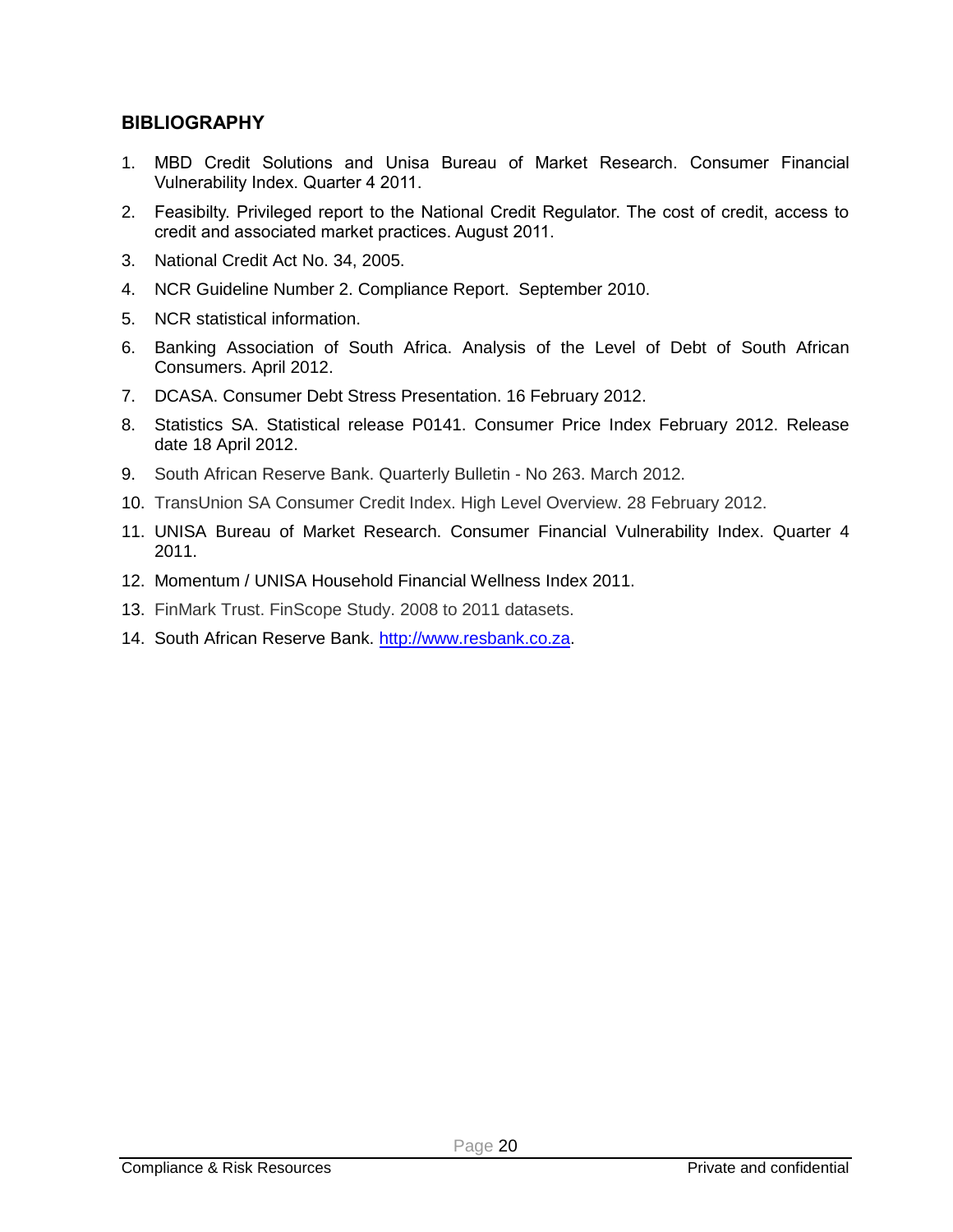## BIBLIOGRAPHY

1. MBD Credit Solutions and Unisa Bureau of Market Research. Consumer Financial Vulnerability Index. Quarter 4 2011.
2. Feasibilty. Privileged report to the National Credit Regulator. The cost of credit, access to credit and associated market practices. August 2011.
3. National Credit Act No. 34, 2005.
4. NCR Guideline Number 2. Compliance Report. September 2010.
5. NCR statistical information.
6. Banking Association of South Africa. Analysis of the Level of Debt of South African Consumers. April 2012.
7. DCASA. Consumer Debt Stress Presentation. 16 February 2012.
8. Statistics SA. Statistical release P0141. Consumer Price Index February 2012. Release date 18 April 2012.
9. South African Reserve Bank. Quarterly Bulletin - No 263. March 2012.
10. TransUnion SA Consumer Credit Index. High Level Overview. 28 February 2012.
11. UNISA Bureau of Market Research. Consumer Financial Vulnerability Index. Quarter 4 2011.
12. Momentum / UNISA Household Financial Wellness Index 2011.
13. FinMark Trust. FinScope Study. 2008 to 2011 datasets.
14. South African Reserve Bank. [http://www.resbank.co.za](http://www.resbank.co.za).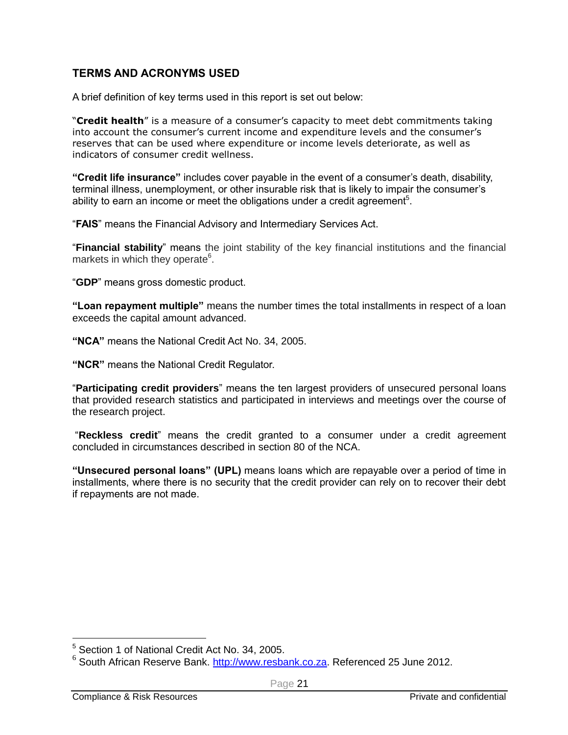## TERMS AND ACRONYMS USED

A brief definition of key terms used in this report is set out below:

"**Credit health**" is a measure of a consumer's capacity to meet debt commitments taking into account the consumer's current income and expenditure levels and the consumer's reserves that can be used where expenditure or income levels deteriorate, as well as indicators of consumer credit wellness.

**"Credit life insurance"** includes cover payable in the event of a consumer's death, disability, terminal illness, unemployment, or other insurable risk that is likely to impair the consumer's ability to earn an income or meet the obligations under a credit agreement[5].

"**FAIS**" means the Financial Advisory and Intermediary Services Act.

"**Financial stability**" means the joint stability of the key financial institutions and the financial markets in which they operate[6].

"**GDP**" means gross domestic product.

**"Loan repayment multiple"** means the number times the total installments in respect of a loan exceeds the capital amount advanced.

**"NCA"** means the National Credit Act No. 34, 2005.

**"NCR"** means the National Credit Regulator.

"**Participating credit providers**" means the ten largest providers of unsecured personal loans that provided research statistics and participated in interviews and meetings over the course of the research project.

"**Reckless credit**" means the credit granted to a consumer under a credit agreement concluded in circumstances described in section 80 of the NCA.

**"Unsecured personal loans" (UPL)** means loans which are repayable over a period of time in installments, where there is no security that the credit provider can rely on to recover their debt if repayments are not made.

---

[5] Section 1 of National Credit Act No. 34, 2005.

[6] South African Reserve Bank. http://www.resbank.co.za. Referenced 25 June 2012.